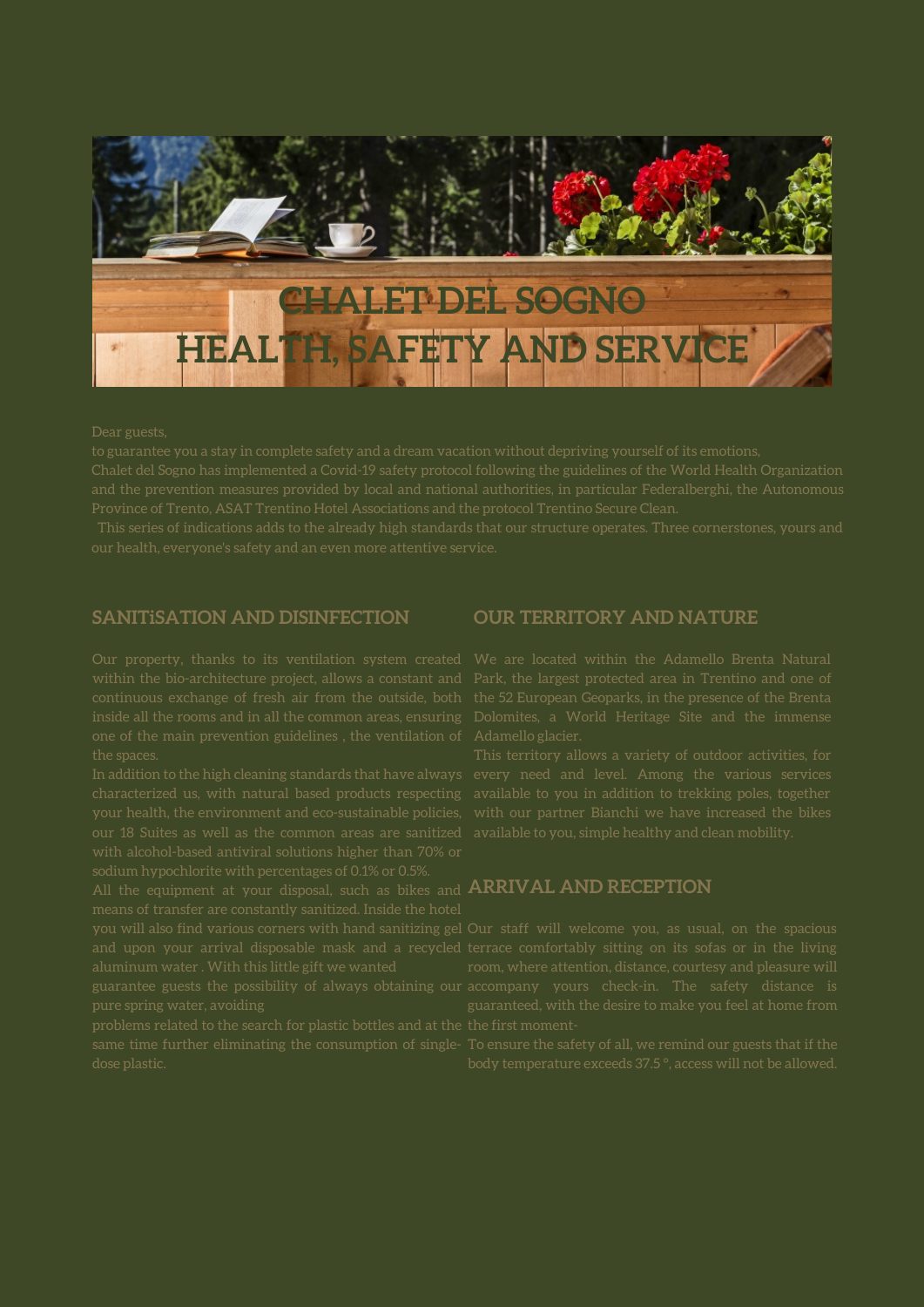# CHALET DEL SOGNO
# HEALTH, SAFETY AND SERVICE

Dear guests,
to guarantee you a stay in complete safety and a dream vacation without depriving yourself of its emotions,
Chalet del Sogno has implemented a Covid-19 safety protocol following the guidelines of the World Health Organization and the prevention measures provided by local and national authorities, in particular Federalberghi, the Autonomous Province of Trento, ASAT Trentino Hotel Associations and the protocol Trentino Secure Clean.
This series of indications adds to the already high standards that our structure operates. Three cornerstones, yours and our health, everyone's safety and an even more attentive service.

## SANITiSATION AND DISINFECTION

Our property, thanks to its ventilation system created within the bio-architecture project, allows a constant and continuous exchange of fresh air from the outside, both inside all the rooms and in all the common areas, ensuring one of the main prevention guidelines , the ventilation of the spaces.
In addition to the high cleaning standards that have always characterized us, with natural based products respecting your health, the environment and eco-sustainable policies, our 18 Suites as well as the common areas are sanitized with alcohol-based antiviral solutions higher than 70% or sodium hypochlorite with percentages of 0.1% or 0.5%.
All the equipment at your disposal, such as bikes and means of transfer are constantly sanitized. Inside the hotel you will also find various corners with hand sanitizing gel and upon your arrival disposable mask and a recycled aluminum water . With this little gift we wanted guarantee guests the possibility of always obtaining our pure spring water, avoiding problems related to the search for plastic bottles and at the same time further eliminating the consumption of single-dose plastic.

## OUR TERRITORY AND NATURE

We are located within the Adamello Brenta Natural Park, the largest protected area in Trentino and one of the 52 European Geoparks, in the presence of the Brenta Dolomites, a World Heritage Site and the immense Adamello glacier.
This territory allows a variety of outdoor activities, for every need and level. Among the various services available to you in addition to trekking poles, together with our partner Bianchi we have increased the bikes available to you, simple healthy and clean mobility.

## ARRIVAL AND RECEPTION

Our staff will welcome you, as usual, on the spacious terrace comfortably sitting on its sofas or in the living room, where attention, distance, courtesy and pleasure will accompany yours check-in. The safety distance is guaranteed, with the desire to make you feel at home from the first moment-
To ensure the safety of all, we remind our guests that if the body temperature exceeds 37.5 °, access will not be allowed.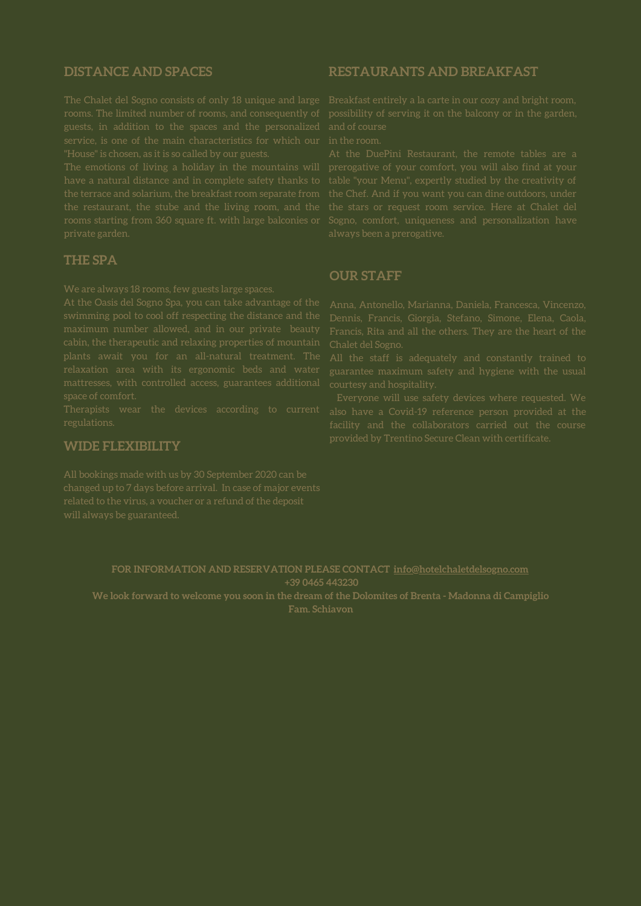## DISTANCE AND SPACES

The Chalet del Sogno consists of only 18 unique and large rooms. The limited number of rooms, and consequently of guests, in addition to the spaces and the personalized service, is one of the main characteristics for which our "House" is chosen, as it is so called by our guests.
The emotions of living a holiday in the mountains will have a natural distance and in complete safety thanks to the terrace and solarium, the breakfast room separate from the restaurant, the stube and the living room, and the rooms starting from 360 square ft. with large balconies or private garden.

## THE SPA

We are always 18 rooms, few guests large spaces.
At the Oasis del Sogno Spa, you can take advantage of the swimming pool to cool off respecting the distance and the maximum number allowed, and in our private beauty cabin, the therapeutic and relaxing properties of mountain plants await you for an all-natural treatment. The relaxation area with its ergonomic beds and water mattresses, with controlled access, guarantees additional space of comfort.
Therapists wear the devices according to current regulations.

## WIDE FLEXIBILITY

All bookings made with us by 30 September 2020 can be changed up to 7 days before arrival. In case of major events related to the virus, a voucher or a refund of the deposit will always be guaranteed.

## RESTAURANTS AND BREAKFAST

Breakfast entirely a la carte in our cozy and bright room, possibility of serving it on the balcony or in the garden, and of course
in the room.
At the DuePini Restaurant, the remote tables are a prerogative of your comfort, you will also find at your table "your Menu", expertly studied by the creativity of the Chef. And if you want you can dine outdoors, under the stars or request room service. Here at Chalet del Sogno, comfort, uniqueness and personalization have always been a prerogative.

## OUR STAFF

Anna, Antonello, Marianna, Daniela, Francesca, Vincenzo, Dennis, Francis, Giorgia, Stefano, Simone, Elena, Caola, Francis, Rita and all the others. They are the heart of the Chalet del Sogno.
All the staff is adequately and constantly trained to guarantee maximum safety and hygiene with the usual courtesy and hospitality.
Everyone will use safety devices where requested. We also have a Covid-19 reference person provided at the facility and the collaborators carried out the course provided by Trentino Secure Clean with certificate.

**FOR INFORMATION AND RESERVATION PLEASE CONTACT info@hotelchaletdelsogno.com**
**+39 0465 443230**
**We look forward to welcome you soon in the dream of the Dolomites of Brenta - Madonna di Campiglio**
**Fam. Schiavon**